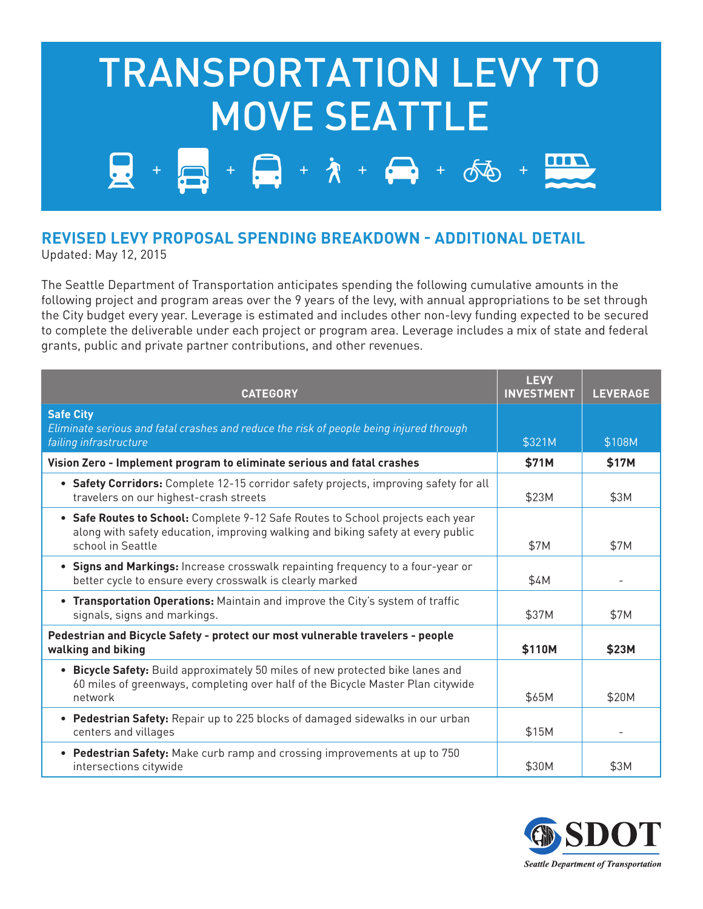# TRANSPORTATION LEVY TO MOVE SEATTLE

## REVISED LEVY PROPOSAL SPENDING BREAKDOWN - ADDITIONAL DETAIL

Updated: May 12, 2015

The Seattle Department of Transportation anticipates spending the following cumulative amounts in the following project and program areas over the 9 years of the levy, with annual appropriations to be set through the City budget every year. Leverage is estimated and includes other non-levy funding expected to be secured to complete the deliverable under each project or program area. Leverage includes a mix of state and federal grants, public and private partner contributions, and other revenues.

| CATEGORY | LEVY INVESTMENT | LEVERAGE |
|---|---|---|
| **Safe City** *Eliminate serious and fatal crashes and reduce the risk of people being injured through failing infrastructure* | $321M | $108M |
| **Vision Zero - Implement program to eliminate serious and fatal crashes** | **$71M** | **$17M** |
| • **Safety Corridors:** Complete 12-15 corridor safety projects, improving safety for all travelers on our highest-crash streets | $23M | $3M |
| • **Safe Routes to School:** Complete 9-12 Safe Routes to School projects each year along with safety education, improving walking and biking safety at every public school in Seattle | $7M | $7M |
| • **Signs and Markings:** Increase crosswalk repainting frequency to a four-year or better cycle to ensure every crosswalk is clearly marked | $4M | - |
| • **Transportation Operations:** Maintain and improve the City's system of traffic signals, signs and markings. | $37M | $7M |
| **Pedestrian and Bicycle Safety - protect our most vulnerable travelers - people walking and biking** | **$110M** | **$23M** |
| • **Bicycle Safety:** Build approximately 50 miles of new protected bike lanes and 60 miles of greenways, completing over half of the Bicycle Master Plan citywide network | $65M | $20M |
| • **Pedestrian Safety:** Repair up to 225 blocks of damaged sidewalks in our urban centers and villages | $15M | - |
| • **Pedestrian Safety:** Make curb ramp and crossing improvements at up to 750 intersections citywide | $30M | $3M |

SDOT
Seattle Department of Transportation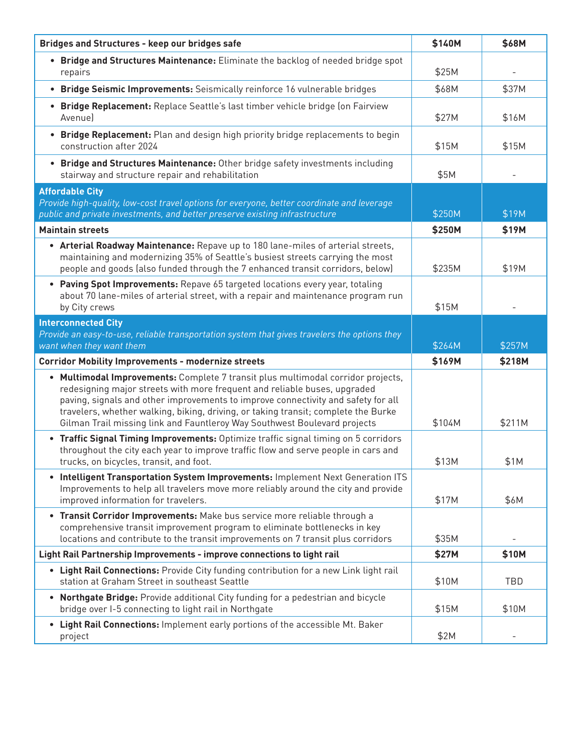| | | |
|---|---|---|
| **Bridges and Structures - keep our bridges safe** | **$140M** | **$68M** |
| • **Bridge and Structures Maintenance:** Eliminate the backlog of needed bridge spot repairs | $25M | - |
| • **Bridge Seismic Improvements:** Seismically reinforce 16 vulnerable bridges | $68M | $37M |
| • **Bridge Replacement:** Replace Seattle's last timber vehicle bridge (on Fairview Avenue) | $27M | $16M |
| • **Bridge Replacement:** Plan and design high priority bridge replacements to begin construction after 2024 | $15M | $15M |
| • **Bridge and Structures Maintenance:** Other bridge safety investments including stairway and structure repair and rehabilitation | $5M | - |
| **Affordable City** *Provide high-quality, low-cost travel options for everyone, better coordinate and leverage public and private investments, and better preserve existing infrastructure* | $250M | $19M |
| **Maintain streets** | **$250M** | **$19M** |
| • **Arterial Roadway Maintenance:** Repave up to 180 lane-miles of arterial streets, maintaining and modernizing 35% of Seattle's busiest streets carrying the most people and goods (also funded through the 7 enhanced transit corridors, below) | $235M | $19M |
| • **Paving Spot Improvements:** Repave 65 targeted locations every year, totaling about 70 lane-miles of arterial street, with a repair and maintenance program run by City crews | $15M | - |
| **Interconnected City** *Provide an easy-to-use, reliable transportation system that gives travelers the options they want when they want them* | $264M | $257M |
| **Corridor Mobility Improvements - modernize streets** | **$169M** | **$218M** |
| • **Multimodal Improvements:** Complete 7 transit plus multimodal corridor projects, redesigning major streets with more frequent and reliable buses, upgraded paving, signals and other improvements to improve connectivity and safety for all travelers, whether walking, biking, driving, or taking transit; complete the Burke Gilman Trail missing link and Fauntleroy Way Southwest Boulevard projects | $104M | $211M |
| • **Traffic Signal Timing Improvements:** Optimize traffic signal timing on 5 corridors throughout the city each year to improve traffic flow and serve people in cars and trucks, on bicycles, transit, and foot. | $13M | $1M |
| • **Intelligent Transportation System Improvements:** Implement Next Generation ITS Improvements to help all travelers move more reliably around the city and provide improved information for travelers. | $17M | $6M |
| • **Transit Corridor Improvements:** Make bus service more reliable through a comprehensive transit improvement program to eliminate bottlenecks in key locations and contribute to the transit improvements on 7 transit plus corridors | $35M | - |
| **Light Rail Partnership Improvements - improve connections to light rail** | **$27M** | **$10M** |
| • **Light Rail Connections:** Provide City funding contribution for a new Link light rail station at Graham Street in southeast Seattle | $10M | TBD |
| • **Northgate Bridge:** Provide additional City funding for a pedestrian and bicycle bridge over I-5 connecting to light rail in Northgate | $15M | $10M |
| • **Light Rail Connections:** Implement early portions of the accessible Mt. Baker project | $2M | - |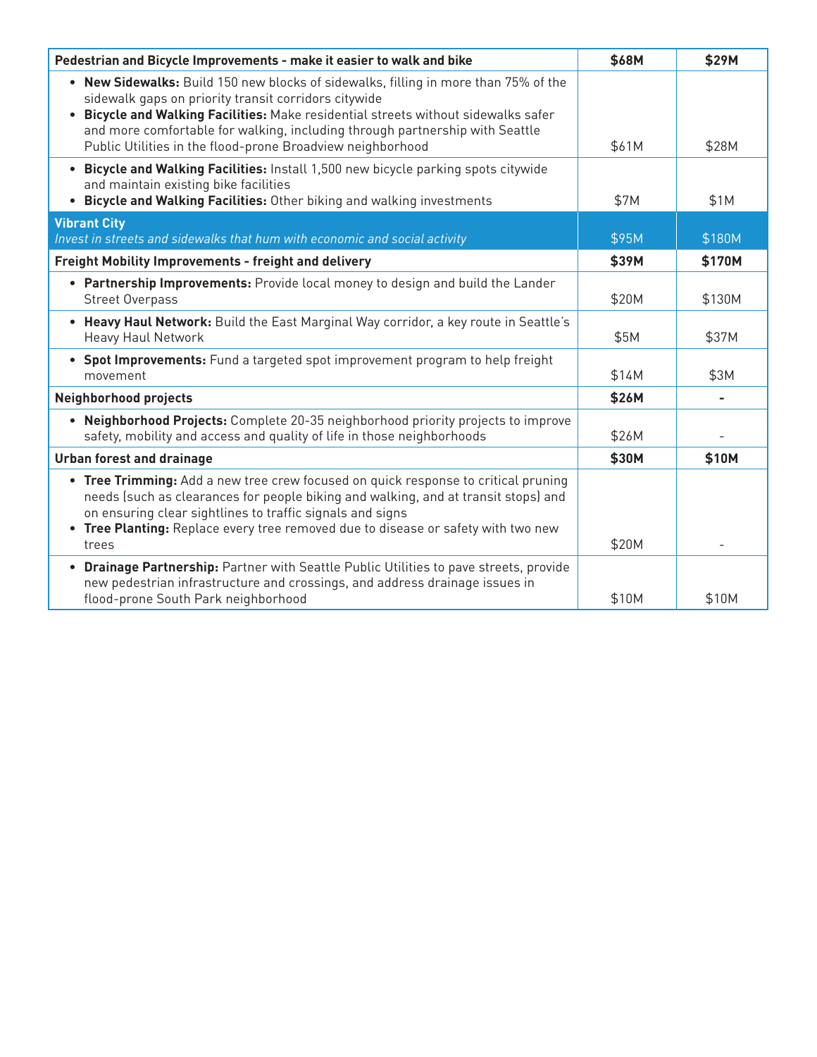| | | |
|---|---|---|
| **Pedestrian and Bicycle Improvements - make it easier to walk and bike** | **$68M** | **$29M** |
| • **New Sidewalks:** Build 150 new blocks of sidewalks, filling in more than 75% of the sidewalk gaps on priority transit corridors citywide<br>• **Bicycle and Walking Facilities:** Make residential streets without sidewalks safer and more comfortable for walking, including through partnership with Seattle Public Utilities in the flood-prone Broadview neighborhood | $61M | $28M |
| • **Bicycle and Walking Facilities:** Install 1,500 new bicycle parking spots citywide and maintain existing bike facilities<br>• **Bicycle and Walking Facilities:** Other biking and walking investments | $7M | $1M |
| **Vibrant City**<br>*Invest in streets and sidewalks that hum with economic and social activity* | $95M | $180M |
| **Freight Mobility Improvements - freight and delivery** | **$39M** | **$170M** |
| • **Partnership Improvements:** Provide local money to design and build the Lander Street Overpass | $20M | $130M |
| • **Heavy Haul Network:** Build the East Marginal Way corridor, a key route in Seattle's Heavy Haul Network | $5M | $37M |
| • **Spot Improvements:** Fund a targeted spot improvement program to help freight movement | $14M | $3M |
| **Neighborhood projects** | **$26M** | **-** |
| • **Neighborhood Projects:** Complete 20-35 neighborhood priority projects to improve safety, mobility and access and quality of life in those neighborhoods | $26M | - |
| **Urban forest and drainage** | **$30M** | **$10M** |
| • **Tree Trimming:** Add a new tree crew focused on quick response to critical pruning needs (such as clearances for people biking and walking, and at transit stops) and on ensuring clear sightlines to traffic signals and signs<br>• **Tree Planting:** Replace every tree removed due to disease or safety with two new trees | $20M | - |
| • **Drainage Partnership:** Partner with Seattle Public Utilities to pave streets, provide new pedestrian infrastructure and crossings, and address drainage issues in flood-prone South Park neighborhood | $10M | $10M |